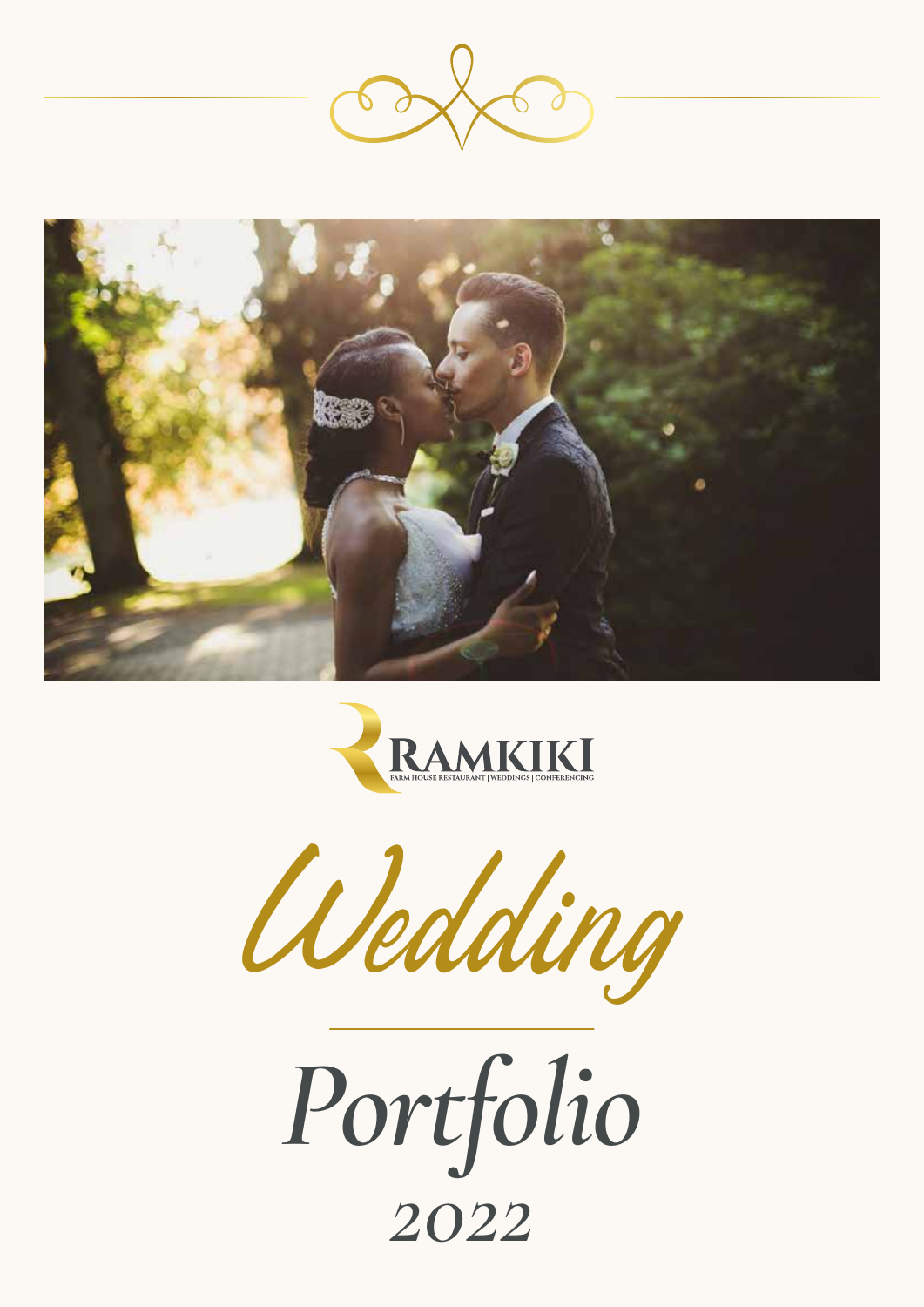RAMKIKI

FARM HOUSE RESTAURANT | WEDDINGS | CONFERENCING

# Wedding

# Portfolio

2022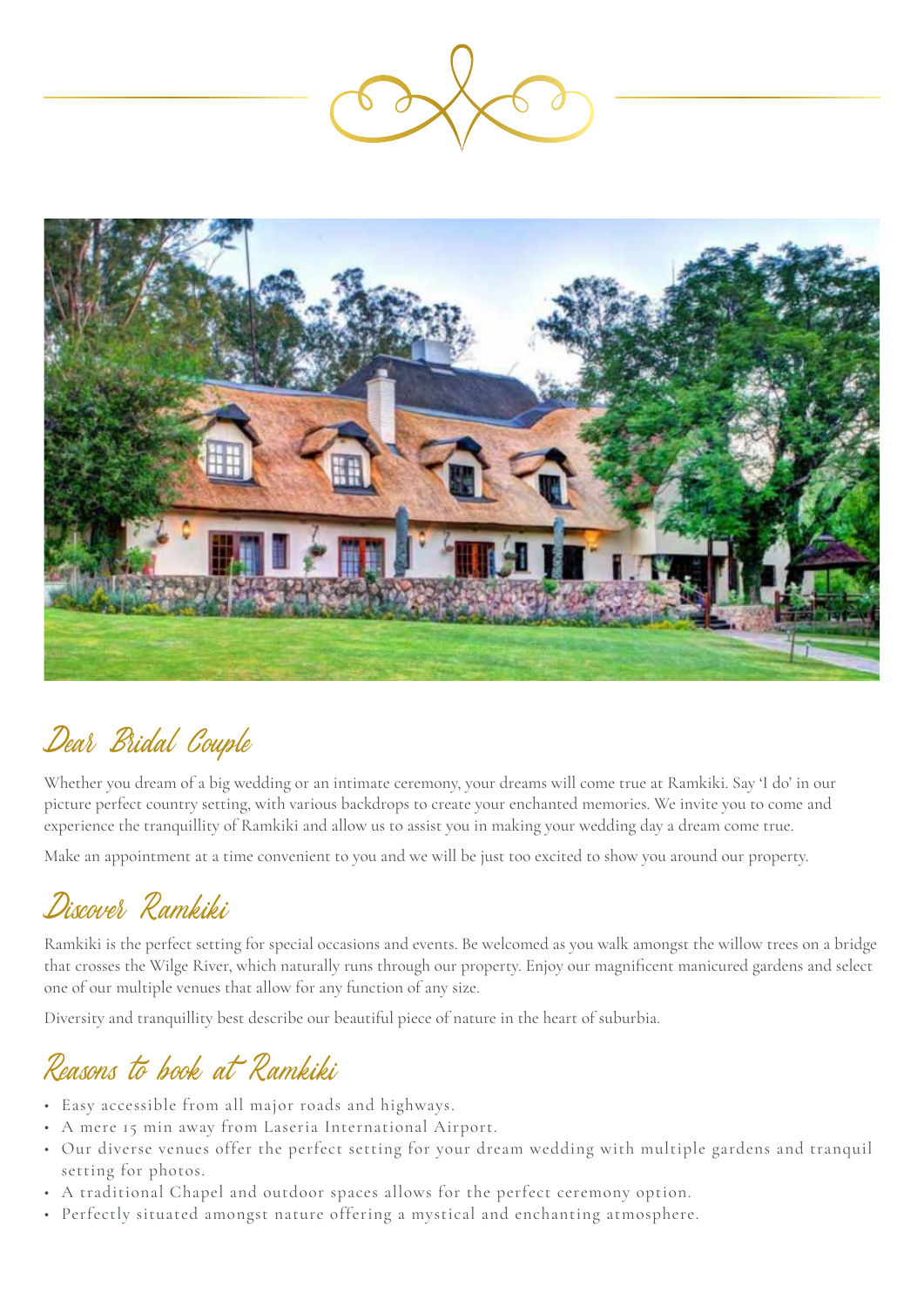## Dear Bridal Couple

Whether you dream of a big wedding or an intimate ceremony, your dreams will come true at Ramkiki. Say 'I do' in our picture perfect country setting, with various backdrops to create your enchanted memories. We invite you to come and experience the tranquillity of Ramkiki and allow us to assist you in making your wedding day a dream come true.

Make an appointment at a time convenient to you and we will be just too excited to show you around our property.

## Discover Ramkiki

Ramkiki is the perfect setting for special occasions and events. Be welcomed as you walk amongst the willow trees on a bridge that crosses the Wilge River, which naturally runs through our property. Enjoy our magnificent manicured gardens and select one of our multiple venues that allow for any function of any size.

Diversity and tranquillity best describe our beautiful piece of nature in the heart of suburbia.

## Reasons to book at Ramkiki

- Easy accessible from all major roads and highways.
- A mere 15 min away from Laseria International Airport.
- Our diverse venues offer the perfect setting for your dream wedding with multiple gardens and tranquil setting for photos.
- A traditional Chapel and outdoor spaces allows for the perfect ceremony option.
- Perfectly situated amongst nature offering a mystical and enchanting atmosphere.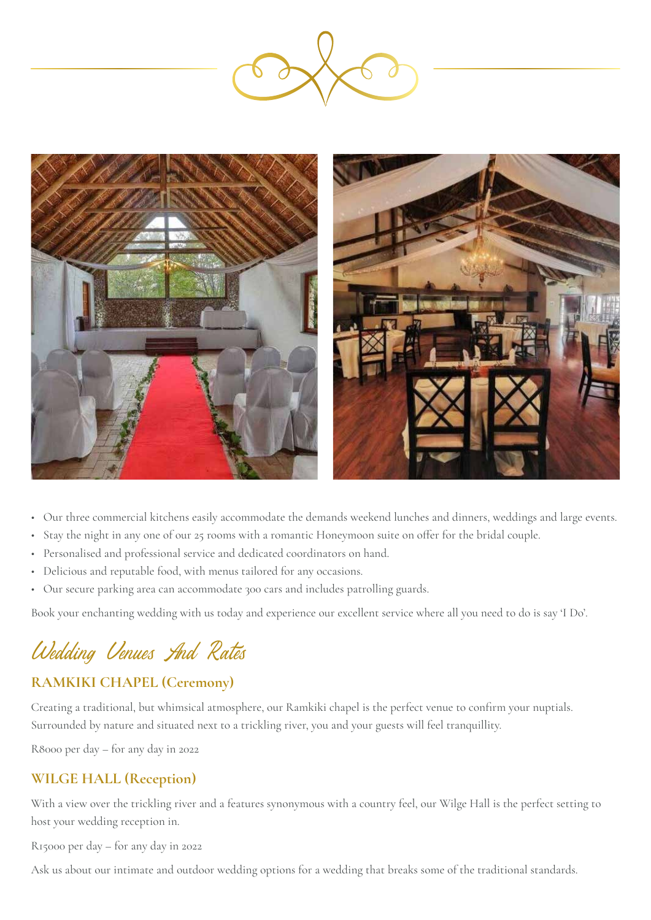- Our three commercial kitchens easily accommodate the demands weekend lunches and dinners, weddings and large events.
- Stay the night in any one of our 25 rooms with a romantic Honeymoon suite on offer for the bridal couple.
- Personalised and professional service and dedicated coordinators on hand.
- Delicious and reputable food, with menus tailored for any occasions.
- Our secure parking area can accommodate 300 cars and includes patrolling guards.

Book your enchanting wedding with us today and experience our excellent service where all you need to do is say 'I Do'.

# Wedding Venues And Rates

## RAMKIKI CHAPEL (Ceremony)

Creating a traditional, but whimsical atmosphere, our Ramkiki chapel is the perfect venue to confirm your nuptials. Surrounded by nature and situated next to a trickling river, you and your guests will feel tranquillity.

R8000 per day – for any day in 2022

## WILGE HALL (Reception)

With a view over the trickling river and a features synonymous with a country feel, our Wilge Hall is the perfect setting to host your wedding reception in.

R15000 per day – for any day in 2022

Ask us about our intimate and outdoor wedding options for a wedding that breaks some of the traditional standards.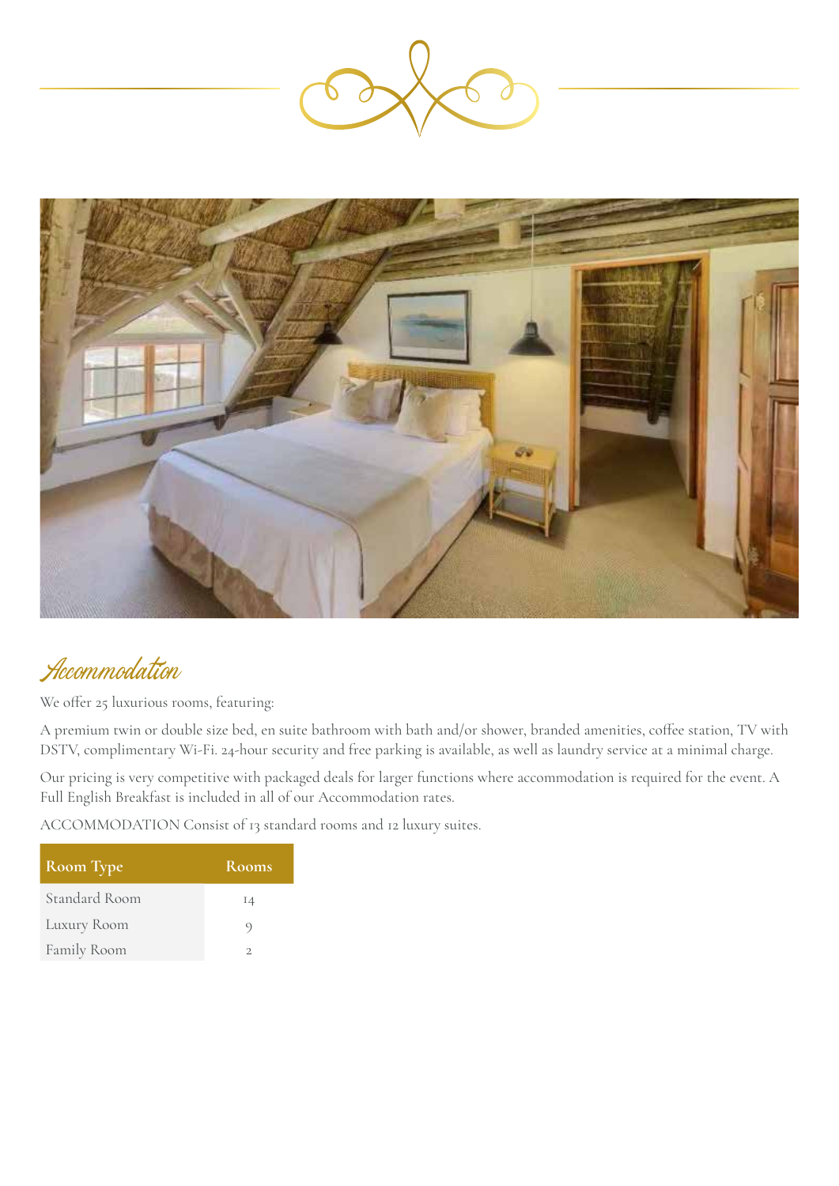## Accommodation

We offer 25 luxurious rooms, featuring:

A premium twin or double size bed, en suite bathroom with bath and/or shower, branded amenities, coffee station, TV with DSTV, complimentary Wi-Fi. 24-hour security and free parking is available, as well as laundry service at a minimal charge.

Our pricing is very competitive with packaged deals for larger functions where accommodation is required for the event. A Full English Breakfast is included in all of our Accommodation rates.

ACCOMMODATION Consist of 13 standard rooms and 12 luxury suites.

| Room Type | Rooms |
|---|---|
| Standard Room | 14 |
| Luxury Room | 9 |
| Family Room | 2 |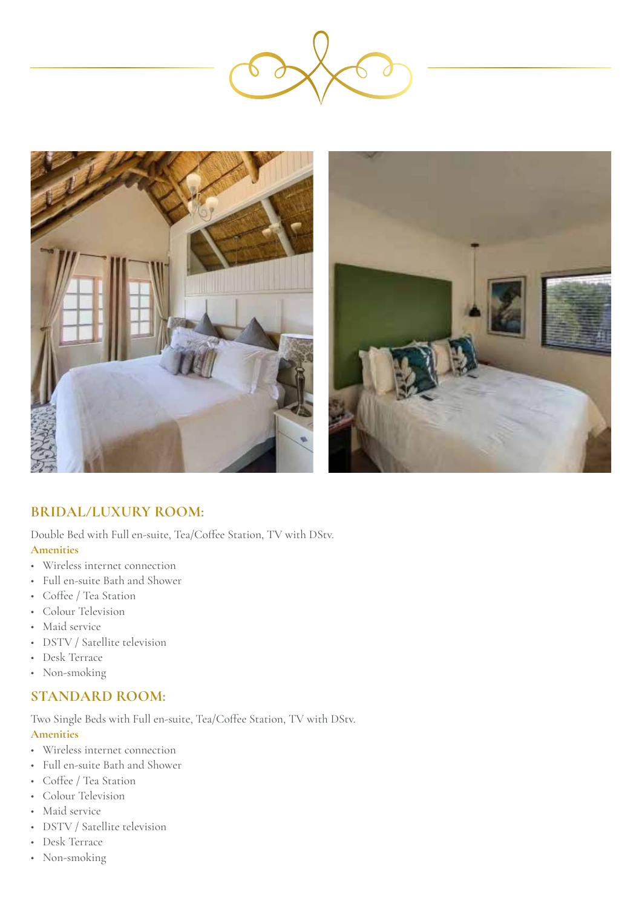## BRIDAL/LUXURY ROOM:

Double Bed with Full en-suite, Tea/Coffee Station, TV with DStv.

**Amenities**

- Wireless internet connection
- Full en-suite Bath and Shower
- Coffee / Tea Station
- Colour Television
- Maid service
- DSTV / Satellite television
- Desk Terrace
- Non-smoking

## STANDARD ROOM:

Two Single Beds with Full en-suite, Tea/Coffee Station, TV with DStv.

**Amenities**

- Wireless internet connection
- Full en-suite Bath and Shower
- Coffee / Tea Station
- Colour Television
- Maid service
- DSTV / Satellite television
- Desk Terrace
- Non-smoking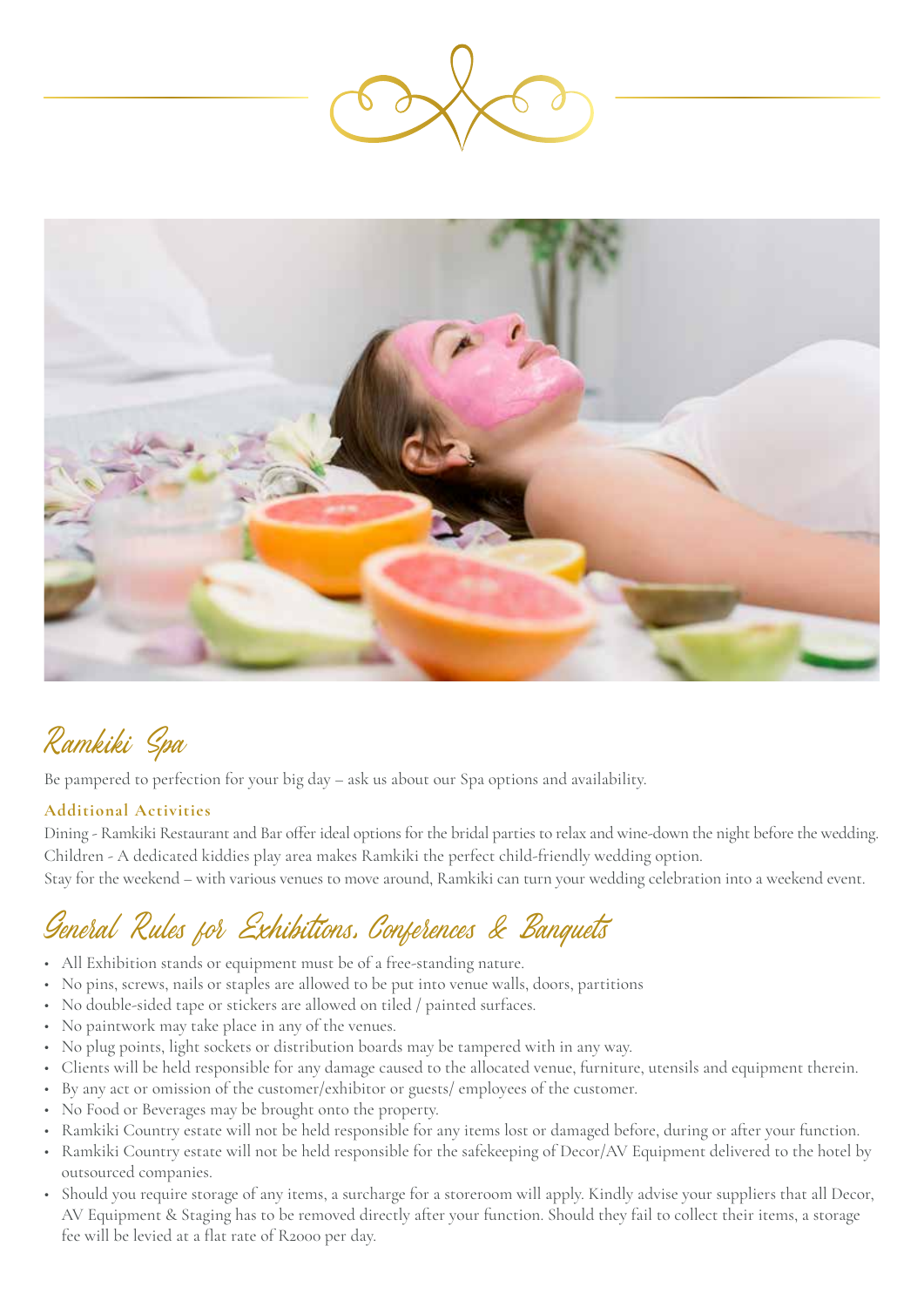## Ramkiki Spa

Be pampered to perfection for your big day – ask us about our Spa options and availability.

### Additional Activities

Dining - Ramkiki Restaurant and Bar offer ideal options for the bridal parties to relax and wine-down the night before the wedding.
Children - A dedicated kiddies play area makes Ramkiki the perfect child-friendly wedding option.
Stay for the weekend – with various venues to move around, Ramkiki can turn your wedding celebration into a weekend event.

## General Rules for Exhibitions, Conferences & Banquets

- All Exhibition stands or equipment must be of a free-standing nature.
- No pins, screws, nails or staples are allowed to be put into venue walls, doors, partitions
- No double-sided tape or stickers are allowed on tiled / painted surfaces.
- No paintwork may take place in any of the venues.
- No plug points, light sockets or distribution boards may be tampered with in any way.
- Clients will be held responsible for any damage caused to the allocated venue, furniture, utensils and equipment therein.
- By any act or omission of the customer/exhibitor or guests/ employees of the customer.
- No Food or Beverages may be brought onto the property.
- Ramkiki Country estate will not be held responsible for any items lost or damaged before, during or after your function.
- Ramkiki Country estate will not be held responsible for the safekeeping of Decor/AV Equipment delivered to the hotel by outsourced companies.
- Should you require storage of any items, a surcharge for a storeroom will apply. Kindly advise your suppliers that all Decor, AV Equipment & Staging has to be removed directly after your function. Should they fail to collect their items, a storage fee will be levied at a flat rate of R2000 per day.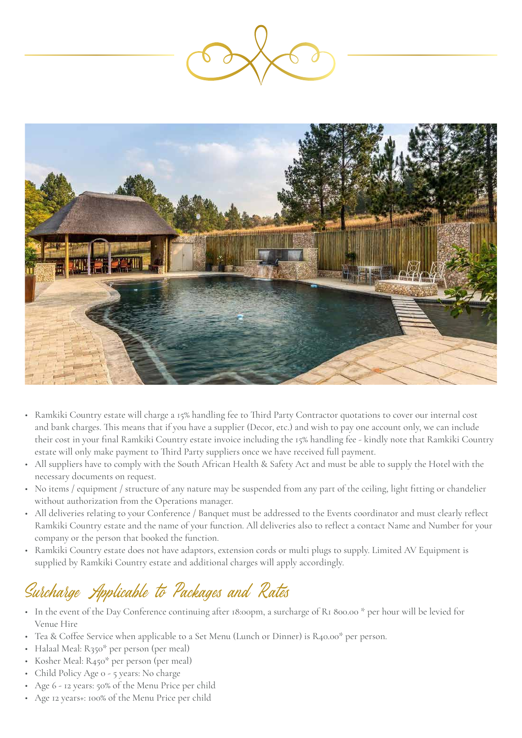- Ramkiki Country estate will charge a 15% handling fee to Third Party Contractor quotations to cover our internal cost and bank charges. This means that if you have a supplier (Decor, etc.) and wish to pay one account only, we can include their cost in your final Ramkiki Country estate invoice including the 15% handling fee - kindly note that Ramkiki Country estate will only make payment to Third Party suppliers once we have received full payment.
- All suppliers have to comply with the South African Health & Safety Act and must be able to supply the Hotel with the necessary documents on request.
- No items / equipment / structure of any nature may be suspended from any part of the ceiling, light fitting or chandelier without authorization from the Operations manager.
- All deliveries relating to your Conference / Banquet must be addressed to the Events coordinator and must clearly reflect Ramkiki Country estate and the name of your function. All deliveries also to reflect a contact Name and Number for your company or the person that booked the function.
- Ramkiki Country estate does not have adaptors, extension cords or multi plugs to supply. Limited AV Equipment is supplied by Ramkiki Country estate and additional charges will apply accordingly.

## Surcharge Applicable to Packages and Rates

- In the event of the Day Conference continuing after 18:00pm, a surcharge of R1 800.00 * per hour will be levied for Venue Hire
- Tea & Coffee Service when applicable to a Set Menu (Lunch or Dinner) is R40.00* per person.
- Halaal Meal: R350* per person (per meal)
- Kosher Meal: R450* per person (per meal)
- Child Policy Age 0 - 5 years: No charge
- Age 6 - 12 years: 50% of the Menu Price per child
- Age 12 years+: 100% of the Menu Price per child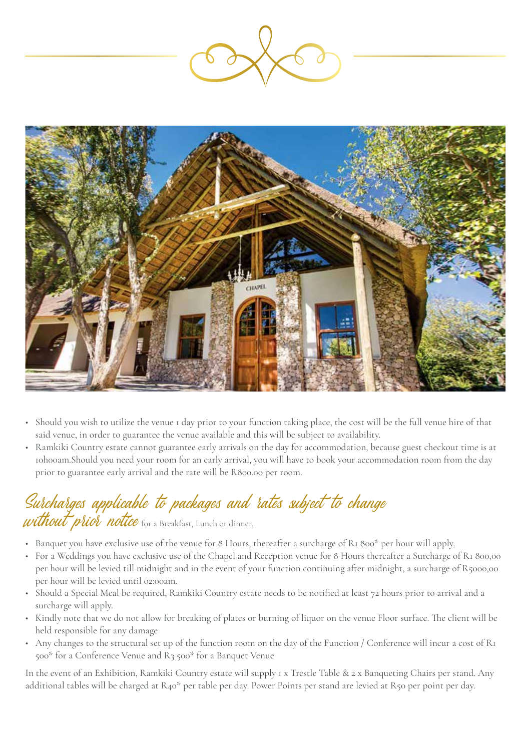- Should you wish to utilize the venue 1 day prior to your function taking place, the cost will be the full venue hire of that said venue, in order to guarantee the venue available and this will be subject to availability.
- Ramkiki Country estate cannot guarantee early arrivals on the day for accommodation, because guest checkout time is at 10h00am.Should you need your room for an early arrival, you will have to book your accommodation room from the day prior to guarantee early arrival and the rate will be R800.00 per room.

## Surcharges applicable to packages and rates subject to change without prior notice for a Breakfast, Lunch or dinner.

- Banquet you have exclusive use of the venue for 8 Hours, thereafter a surcharge of R1 800* per hour will apply.
- For a Weddings you have exclusive use of the Chapel and Reception venue for 8 Hours thereafter a Surcharge of R1 800,00 per hour will be levied till midnight and in the event of your function continuing after midnight, a surcharge of R5000,00 per hour will be levied until 02:00am.
- Should a Special Meal be required, Ramkiki Country estate needs to be notified at least 72 hours prior to arrival and a surcharge will apply.
- Kindly note that we do not allow for breaking of plates or burning of liquor on the venue Floor surface. The client will be held responsible for any damage
- Any changes to the structural set up of the function room on the day of the Function / Conference will incur a cost of R1 500* for a Conference Venue and R3 500* for a Banquet Venue

In the event of an Exhibition, Ramkiki Country estate will supply 1 x Trestle Table & 2 x Banqueting Chairs per stand. Any additional tables will be charged at R40* per table per day. Power Points per stand are levied at R50 per point per day.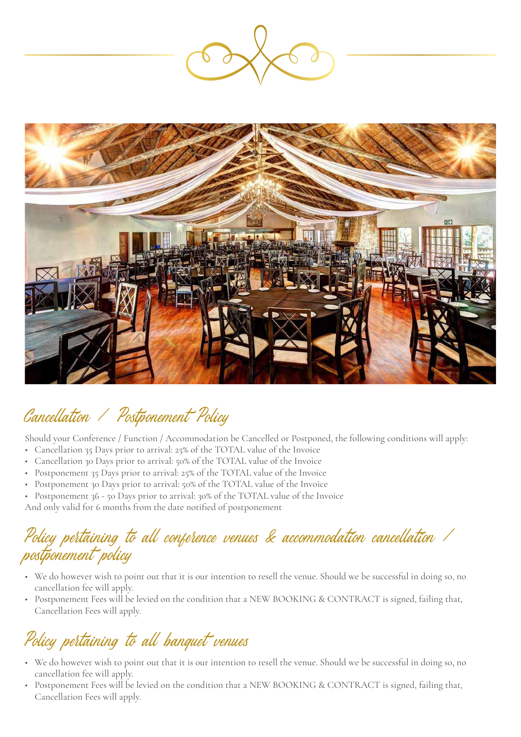## Cancellation / Postponement Policy

Should your Conference / Function / Accommodation be Cancelled or Postponed, the following conditions will apply:

- Cancellation 35 Days prior to arrival: 25% of the TOTAL value of the Invoice
- Cancellation 30 Days prior to arrival: 50% of the TOTAL value of the Invoice
- Postponement 35 Days prior to arrival: 25% of the TOTAL value of the Invoice
- Postponement 30 Days prior to arrival: 50% of the TOTAL value of the Invoice
- Postponement 36 - 50 Days prior to arrival: 30% of the TOTAL value of the Invoice

And only valid for 6 months from the date notified of postponement

## Policy pertaining to all conference venues & accommodation cancellation / postponement policy

- We do however wish to point out that it is our intention to resell the venue. Should we be successful in doing so, no cancellation fee will apply.
- Postponement Fees will be levied on the condition that a NEW BOOKING & CONTRACT is signed, failing that, Cancellation Fees will apply.

## Policy pertaining to all banquet venues

- We do however wish to point out that it is our intention to resell the venue. Should we be successful in doing so, no cancellation fee will apply.
- Postponement Fees will be levied on the condition that a NEW BOOKING & CONTRACT is signed, failing that, Cancellation Fees will apply.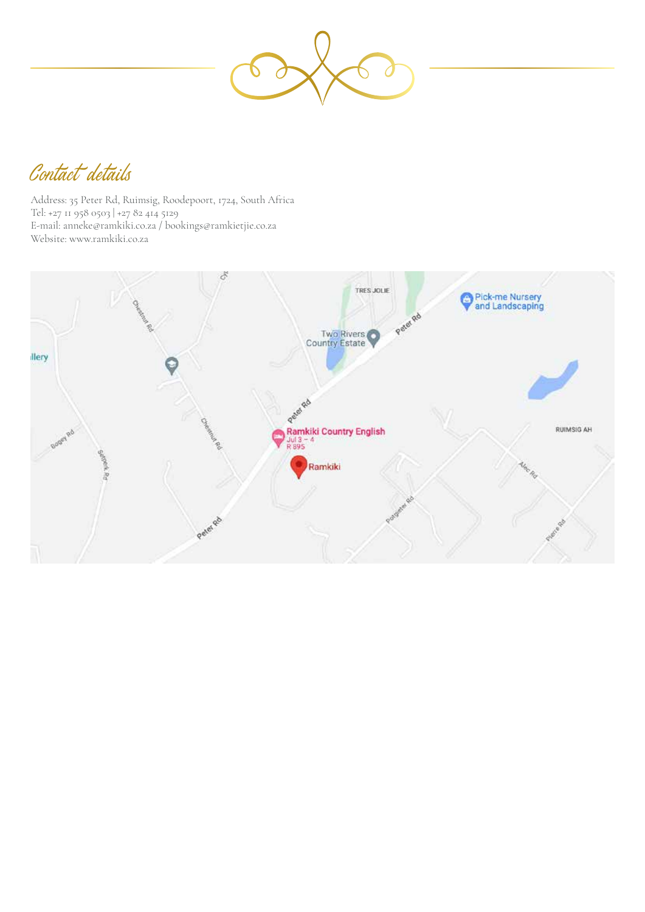# Contact details

Address: 35 Peter Rd, Ruimsig, Roodepoort, 1724, South Africa
Tel: +27 11 958 0503 | +27 82 414 5129
E-mail: anneke@ramkiki.co.za / bookings@ramkietjie.co.za
Website: www.ramkiki.co.za

TRES JOLIE
Pick-me Nursery and Landscaping
Peter Rd
Two Rivers Country Estate
llery
Chestnut Rd
Peter Rd
Ramkiki Country English
Jul 3 – 4
R 895
Ramkiki
RUIMSIG AH
Bogey Rd
Selbeck Rd
Alec Rd
Potgieter Rd
Peter Rd
Pierre Rd